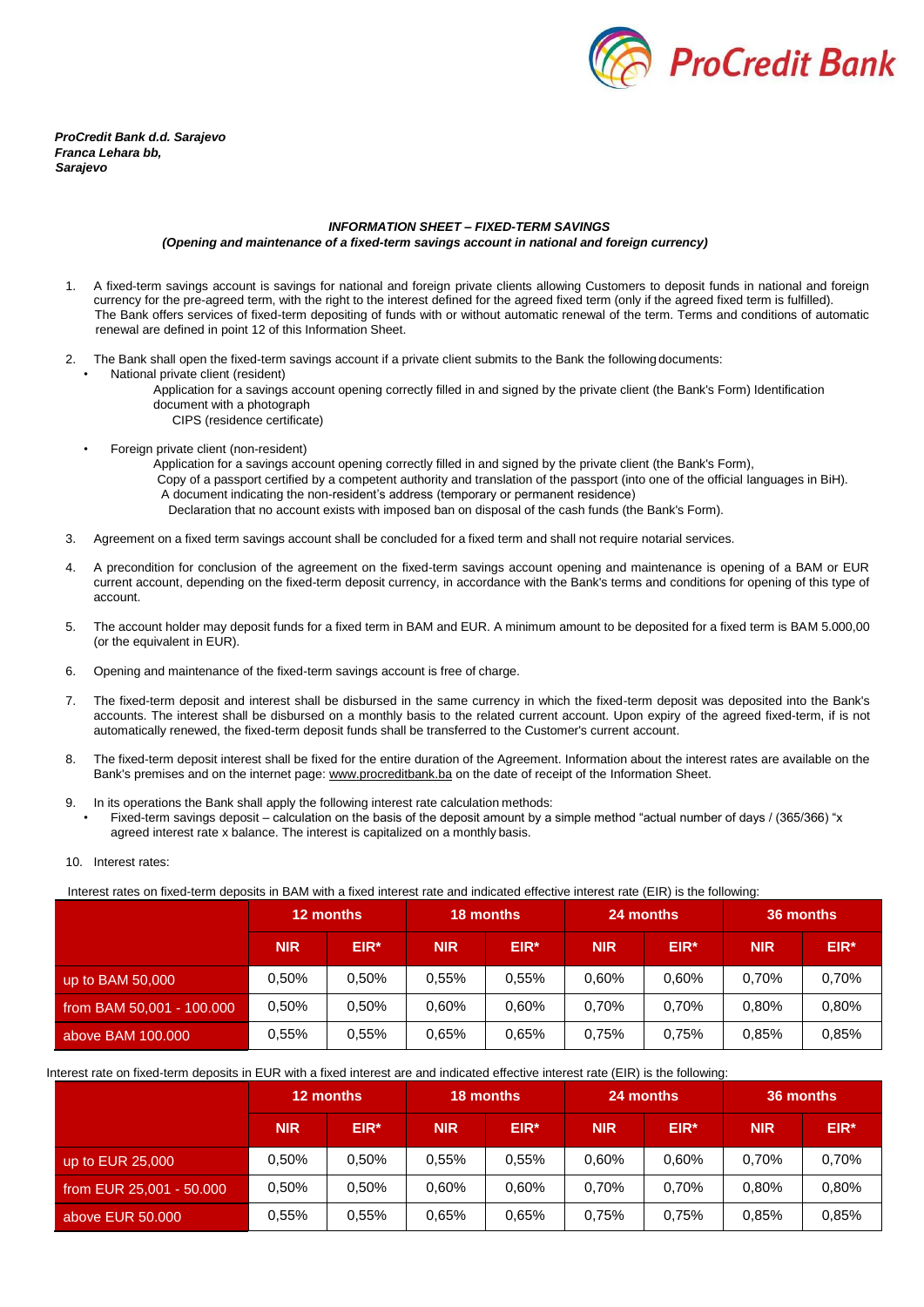*ProCredit Bank d.d. Sarajevo*
*Franca Lehara bb,*
*Sarajevo*

***INFORMATION SHEET – FIXED-TERM SAVINGS***
***(Opening and maintenance of a fixed-term savings account in national and foreign currency)***

1. A fixed-term savings account is savings for national and foreign private clients allowing Customers to deposit funds in national and foreign currency for the pre-agreed term, with the right to the interest defined for the agreed fixed term (only if the agreed fixed term is fulfilled). The Bank offers services of fixed-term depositing of funds with or without automatic renewal of the term. Terms and conditions of automatic renewal are defined in point 12 of this Information Sheet.

2. The Bank shall open the fixed-term savings account if a private client submits to the Bank the following documents:
   - National private client (resident)
     Application for a savings account opening correctly filled in and signed by the private client (the Bank's Form) Identification document with a photograph
     CIPS (residence certificate)
   - Foreign private client (non-resident)
     Application for a savings account opening correctly filled in and signed by the private client (the Bank's Form),
     Copy of a passport certified by a competent authority and translation of the passport (into one of the official languages in BiH).
     A document indicating the non-resident's address (temporary or permanent residence)
     Declaration that no account exists with imposed ban on disposal of the cash funds (the Bank's Form).

3. Agreement on a fixed term savings account shall be concluded for a fixed term and shall not require notarial services.

4. A precondition for conclusion of the agreement on the fixed-term savings account opening and maintenance is opening of a BAM or EUR current account, depending on the fixed-term deposit currency, in accordance with the Bank's terms and conditions for opening of this type of account.

5. The account holder may deposit funds for a fixed term in BAM and EUR. A minimum amount to be deposited for a fixed term is BAM 5.000,00 (or the equivalent in EUR).

6. Opening and maintenance of the fixed-term savings account is free of charge.

7. The fixed-term deposit and interest shall be disbursed in the same currency in which the fixed-term deposit was deposited into the Bank's accounts. The interest shall be disbursed on a monthly basis to the related current account. Upon expiry of the agreed fixed-term, if is not automatically renewed, the fixed-term deposit funds shall be transferred to the Customer's current account.

8. The fixed-term deposit interest shall be fixed for the entire duration of the Agreement. Information about the interest rates are available on the Bank's premises and on the internet page: www.procreditbank.ba on the date of receipt of the Information Sheet.

9. In its operations the Bank shall apply the following interest rate calculation methods:
   - Fixed-term savings deposit – calculation on the basis of the deposit amount by a simple method "actual number of days / (365/366) "x agreed interest rate x balance. The interest is capitalized on a monthly basis.

10. Interest rates:

Interest rates on fixed-term deposits in BAM with a fixed interest rate and indicated effective interest rate (EIR) is the following:

| | 12 months | | 18 months | | 24 months | | 36 months | |
|---|---|---|---|---|---|---|---|---|
| | NIR | EIR* | NIR | EIR* | NIR | EIR* | NIR | EIR* |
| up to BAM 50,000 | 0,50% | 0,50% | 0,55% | 0,55% | 0,60% | 0,60% | 0,70% | 0,70% |
| from BAM 50,001 - 100.000 | 0,50% | 0,50% | 0,60% | 0,60% | 0,70% | 0,70% | 0,80% | 0,80% |
| above BAM 100.000 | 0,55% | 0,55% | 0,65% | 0,65% | 0,75% | 0,75% | 0,85% | 0,85% |

Interest rate on fixed-term deposits in EUR with a fixed interest are and indicated effective interest rate (EIR) is the following:

| | 12 months | | 18 months | | 24 months | | 36 months | |
|---|---|---|---|---|---|---|---|---|
| | NIR | EIR* | NIR | EIR* | NIR | EIR* | NIR | EIR* |
| up to EUR 25,000 | 0,50% | 0,50% | 0,55% | 0,55% | 0,60% | 0,60% | 0,70% | 0,70% |
| from EUR 25,001 - 50.000 | 0,50% | 0,50% | 0,60% | 0,60% | 0,70% | 0,70% | 0,80% | 0,80% |
| above EUR 50.000 | 0,55% | 0,55% | 0,65% | 0,65% | 0,75% | 0,75% | 0,85% | 0,85% |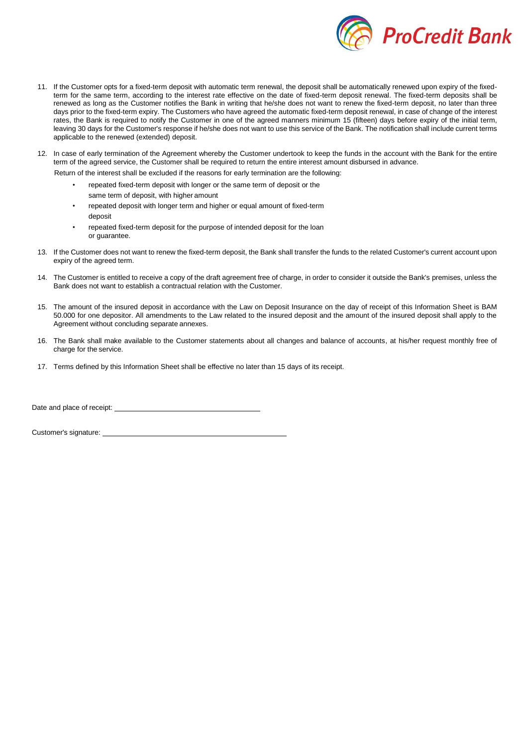11. If the Customer opts for a fixed-term deposit with automatic term renewal, the deposit shall be automatically renewed upon expiry of the fixed-term for the same term, according to the interest rate effective on the date of fixed-term deposit renewal. The fixed-term deposits shall be renewed as long as the Customer notifies the Bank in writing that he/she does not want to renew the fixed-term deposit, no later than three days prior to the fixed-term expiry. The Customers who have agreed the automatic fixed-term deposit renewal, in case of change of the interest rates, the Bank is required to notify the Customer in one of the agreed manners minimum 15 (fifteen) days before expiry of the initial term, leaving 30 days for the Customer's response if he/she does not want to use this service of the Bank. The notification shall include current terms applicable to the renewed (extended) deposit.

12. In case of early termination of the Agreement whereby the Customer undertook to keep the funds in the account with the Bank for the entire term of the agreed service, the Customer shall be required to return the entire interest amount disbursed in advance.

    Return of the interest shall be excluded if the reasons for early termination are the following:

    - repeated fixed-term deposit with longer or the same term of deposit or the same term of deposit, with higher amount
    - repeated deposit with longer term and higher or equal amount of fixed-term deposit
    - repeated fixed-term deposit for the purpose of intended deposit for the loan or guarantee.

13. If the Customer does not want to renew the fixed-term deposit, the Bank shall transfer the funds to the related Customer's current account upon expiry of the agreed term.

14. The Customer is entitled to receive a copy of the draft agreement free of charge, in order to consider it outside the Bank's premises, unless the Bank does not want to establish a contractual relation with the Customer.

15. The amount of the insured deposit in accordance with the Law on Deposit Insurance on the day of receipt of this Information Sheet is BAM 50.000 for one depositor. All amendments to the Law related to the insured deposit and the amount of the insured deposit shall apply to the Agreement without concluding separate annexes.

16. The Bank shall make available to the Customer statements about all changes and balance of accounts, at his/her request monthly free of charge for the service.

17. Terms defined by this Information Sheet shall be effective no later than 15 days of its receipt.

Date and place of receipt: ______________________________

Customer's signature: ______________________________